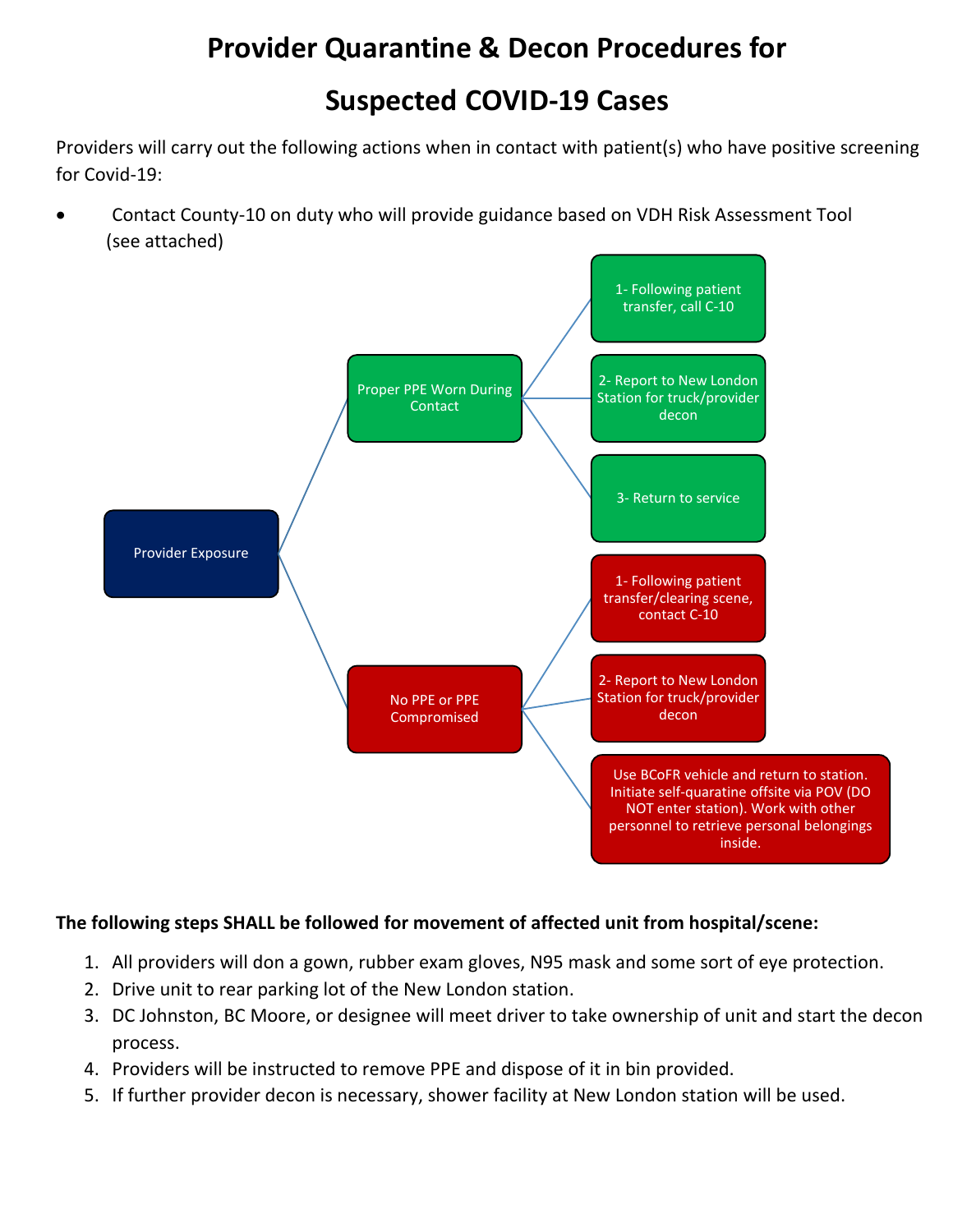# Provider Quarantine & Decon Procedures for Suspected COVID-19 Cases

Providers will carry out the following actions when in contact with patient(s) who have positive screening for Covid-19:

- Contact County-10 on duty who will provide guidance based on VDH Risk Assessment Tool (see attached)

Provider Exposure

- Proper PPE Worn During Contact
  - 1- Following patient transfer, call C-10
  - 2- Report to New London Station for truck/provider decon
  - 3- Return to service
- No PPE or PPE Compromised
  - 1- Following patient transfer/clearing scene, contact C-10
  - 2- Report to New London Station for truck/provider decon
  - Use BCoFR vehicle and return to station. Initiate self-quaratine offsite via POV (DO NOT enter station). Work with other personnel to retrieve personal belongings inside.

**The following steps SHALL be followed for movement of affected unit from hospital/scene:**

1. All providers will don a gown, rubber exam gloves, N95 mask and some sort of eye protection.
2. Drive unit to rear parking lot of the New London station.
3. DC Johnston, BC Moore, or designee will meet driver to take ownership of unit and start the decon process.
4. Providers will be instructed to remove PPE and dispose of it in bin provided.
5. If further provider decon is necessary, shower facility at New London station will be used.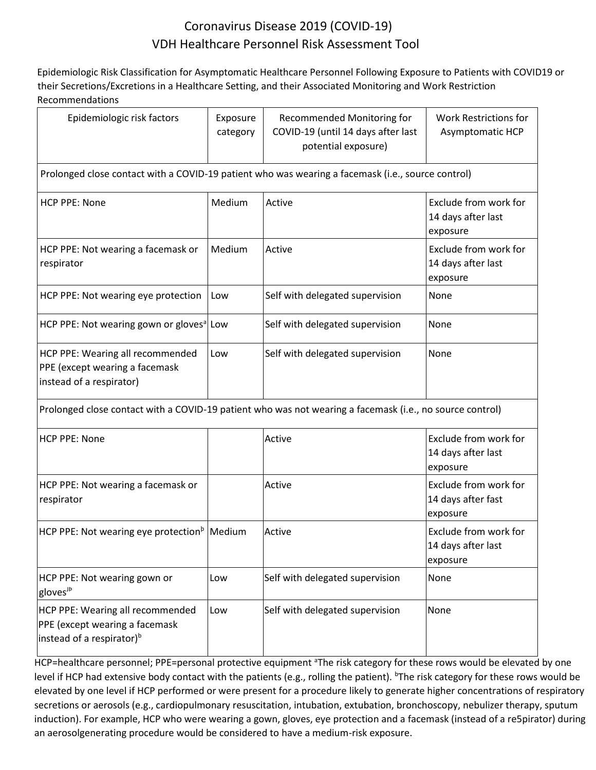# Coronavirus Disease 2019 (COVID-19)
# VDH Healthcare Personnel Risk Assessment Tool

Epidemiologic Risk Classification for Asymptomatic Healthcare Personnel Following Exposure to Patients with COVID19 or their Secretions/Excretions in a Healthcare Setting, and their Associated Monitoring and Work Restriction Recommendations

| Epidemiologic risk factors | Exposure category | Recommended Monitoring for COVID-19 (until 14 days after last potential exposure) | Work Restrictions for Asymptomatic HCP |
|---|---|---|---|
| Prolonged close contact with a COVID-19 patient who was wearing a facemask (i.e., source control) | | | |
| HCP PPE: None | Medium | Active | Exclude from work for 14 days after last exposure |
| HCP PPE: Not wearing a facemask or respirator | Medium | Active | Exclude from work for 14 days after last exposure |
| HCP PPE: Not wearing eye protection | Low | Self with delegated supervision | None |
| HCP PPE: Not wearing gown or gloves[a] | Low | Self with delegated supervision | None |
| HCP PPE: Wearing all recommended PPE (except wearing a facemask instead of a respirator) | Low | Self with delegated supervision | None |
| Prolonged close contact with a COVID-19 patient who was not wearing a facemask (i.e., no source control) | | | |
| HCP PPE: None | | Active | Exclude from work for 14 days after last exposure |
| HCP PPE: Not wearing a facemask or respirator | | Active | Exclude from work for 14 days after fast exposure |
| HCP PPE: Not wearing eye protection[b] | Medium | Active | Exclude from work for 14 days after last exposure |
| HCP PPE: Not wearing gown or gloves[J,b] | Low | Self with delegated supervision | None |
| HCP PPE: Wearing all recommended PPE (except wearing a facemask instead of a respirator)[b] | Low | Self with delegated supervision | None |

HCP=healthcare personnel; PPE=personal protective equipment [a]The risk category for these rows would be elevated by one level if HCP had extensive body contact with the patients (e.g., rolling the patient). [b]The risk category for these rows would be elevated by one level if HCP performed or were present for a procedure likely to generate higher concentrations of respiratory secretions or aerosols (e.g., cardiopulmonary resuscitation, intubation, extubation, bronchoscopy, nebulizer therapy, sputum induction). For example, HCP who were wearing a gown, gloves, eye protection and a facemask (instead of a re5pirator) during an aerosolgenerating procedure would be considered to have a medium-risk exposure.